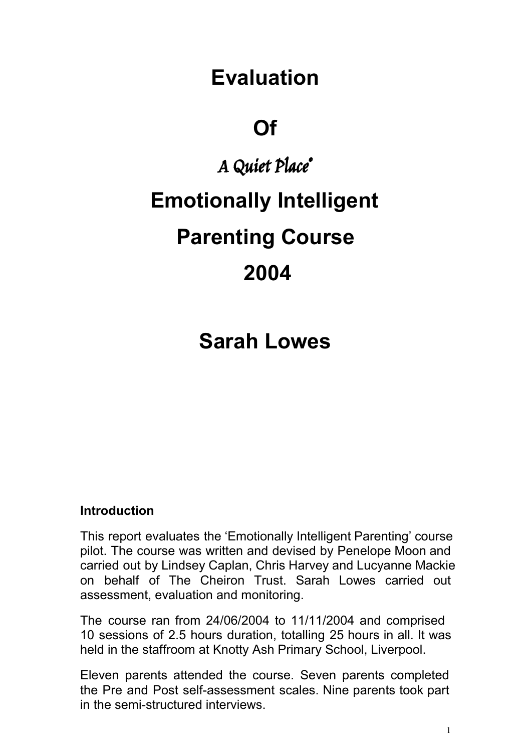# Evaluation

# Of

# *A Quiet Place*®

# Emotionally Intelligent

# Parenting Course

# 2004

# Sarah Lowes

**Introduction**

This report evaluates the 'Emotionally Intelligent Parenting' course pilot. The course was written and devised by Penelope Moon and carried out by Lindsey Caplan, Chris Harvey and Lucyanne Mackie on behalf of The Cheiron Trust. Sarah Lowes carried out assessment, evaluation and monitoring.

The course ran from 24/06/2004 to 11/11/2004 and comprised 10 sessions of 2.5 hours duration, totalling 25 hours in all. It was held in the staffroom at Knotty Ash Primary School, Liverpool.

Eleven parents attended the course. Seven parents completed the Pre and Post self-assessment scales. Nine parents took part in the semi-structured interviews.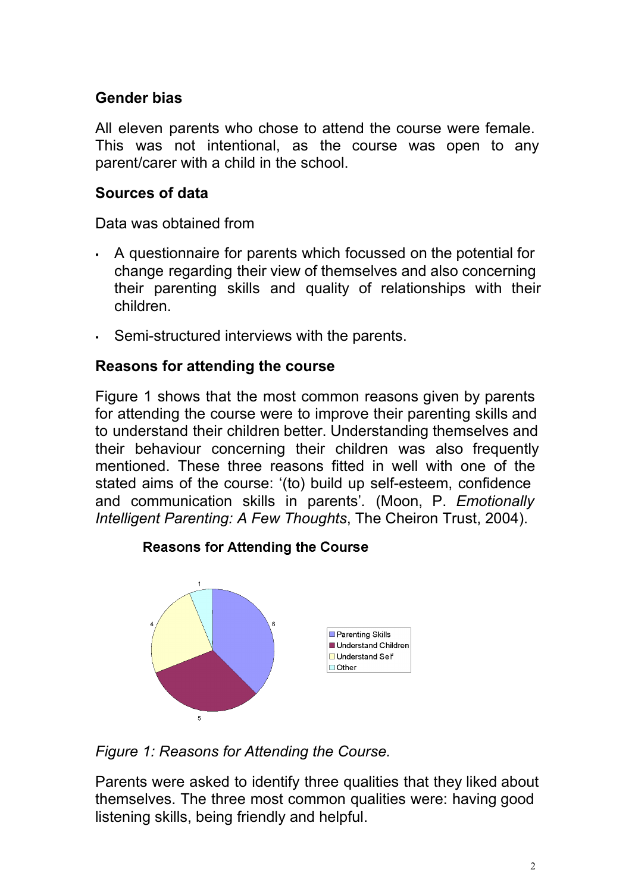### Gender bias

All eleven parents who chose to attend the course were female. This was not intentional, as the course was open to any parent/carer with a child in the school.

### Sources of data

Data was obtained from

- A questionnaire for parents which focussed on the potential for change regarding their view of themselves and also concerning their parenting skills and quality of relationships with their children.
- Semi-structured interviews with the parents.

### Reasons for attending the course

Figure 1 shows that the most common reasons given by parents for attending the course were to improve their parenting skills and to understand their children better. Understanding themselves and their behaviour concerning their children was also frequently mentioned. These three reasons fitted in well with one of the stated aims of the course: '(to) build up self-esteem, confidence and communication skills in parents'. (Moon, P. *Emotionally Intelligent Parenting: A Few Thoughts*, The Cheiron Trust, 2004).

**Reasons for Attending the Course**

| Reason | Count |
|---|---|
| Parenting Skills | 6 |
| Understand Children | 5 |
| Understand Self | 4 |
| Other | 1 |

*Figure 1: Reasons for Attending the Course.*

Parents were asked to identify three qualities that they liked about themselves. The three most common qualities were: having good listening skills, being friendly and helpful.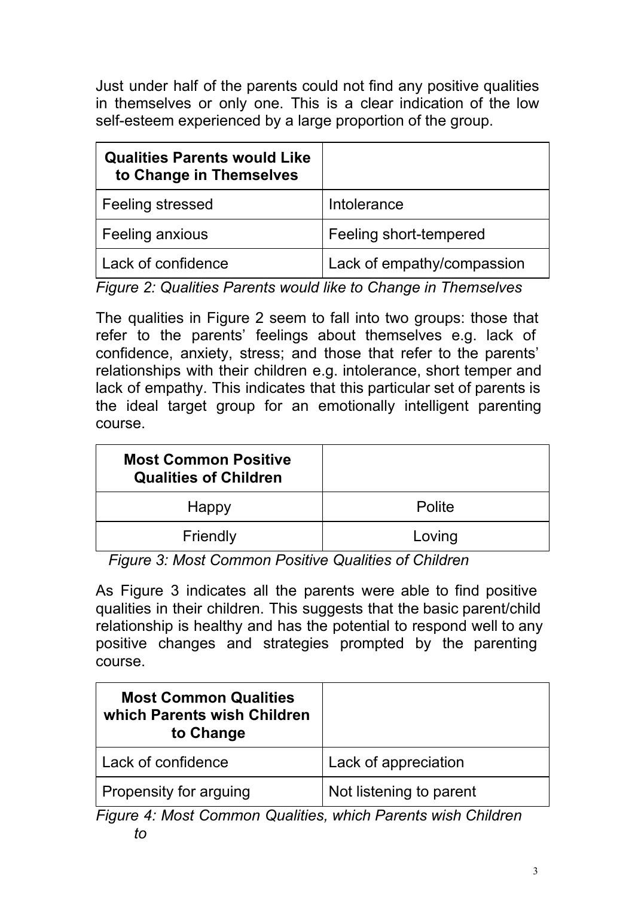Just under half of the parents could not find any positive qualities in themselves or only one. This is a clear indication of the low self-esteem experienced by a large proportion of the group.

| **Qualities Parents would Like to Change in Themselves** | |
|---|---|
| Feeling stressed | Intolerance |
| Feeling anxious | Feeling short-tempered |
| Lack of confidence | Lack of empathy/compassion |

*Figure 2: Qualities Parents would like to Change in Themselves*

The qualities in Figure 2 seem to fall into two groups: those that refer to the parents' feelings about themselves e.g. lack of confidence, anxiety, stress; and those that refer to the parents' relationships with their children e.g. intolerance, short temper and lack of empathy. This indicates that this particular set of parents is the ideal target group for an emotionally intelligent parenting course.

| **Most Common Positive Qualities of Children** | |
|---|---|
| Happy | Polite |
| Friendly | Loving |

*Figure 3: Most Common Positive Qualities of Children*

As Figure 3 indicates all the parents were able to find positive qualities in their children. This suggests that the basic parent/child relationship is healthy and has the potential to respond well to any positive changes and strategies prompted by the parenting course.

| **Most Common Qualities which Parents wish Children to Change** | |
|---|---|
| Lack of confidence | Lack of appreciation |
| Propensity for arguing | Not listening to parent |

*Figure 4: Most Common Qualities, which Parents wish Children to*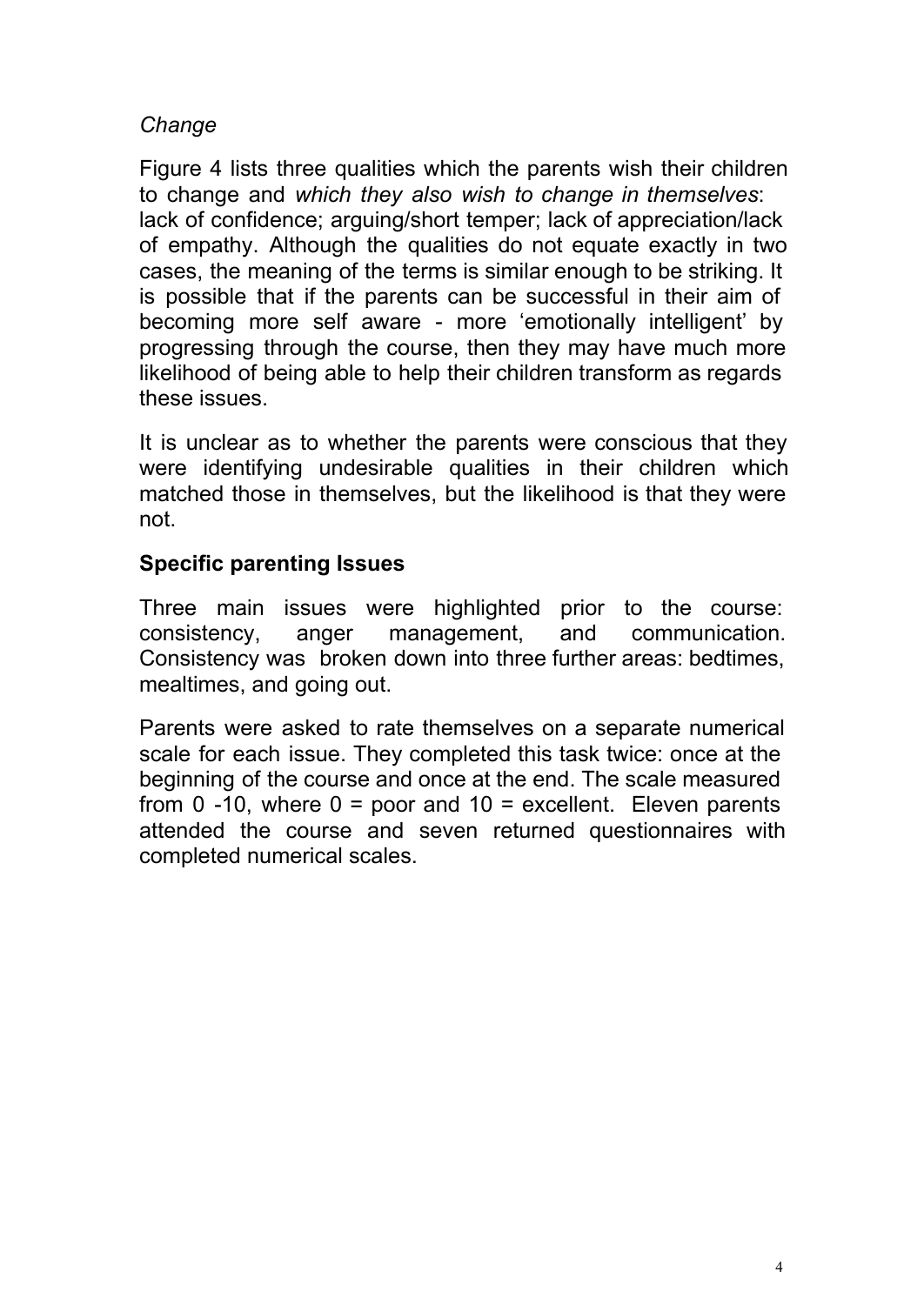*Change*

Figure 4 lists three qualities which the parents wish their children to change and *which they also wish to change in themselves*: lack of confidence; arguing/short temper; lack of appreciation/lack of empathy. Although the qualities do not equate exactly in two cases, the meaning of the terms is similar enough to be striking. It is possible that if the parents can be successful in their aim of becoming more self aware - more 'emotionally intelligent' by progressing through the course, then they may have much more likelihood of being able to help their children transform as regards these issues.

It is unclear as to whether the parents were conscious that they were identifying undesirable qualities in their children which matched those in themselves, but the likelihood is that they were not.

**Specific parenting Issues**

Three main issues were highlighted prior to the course: consistency, anger management, and communication. Consistency was broken down into three further areas: bedtimes, mealtimes, and going out.

Parents were asked to rate themselves on a separate numerical scale for each issue. They completed this task twice: once at the beginning of the course and once at the end. The scale measured from 0 -10, where 0 = poor and 10 = excellent. Eleven parents attended the course and seven returned questionnaires with completed numerical scales.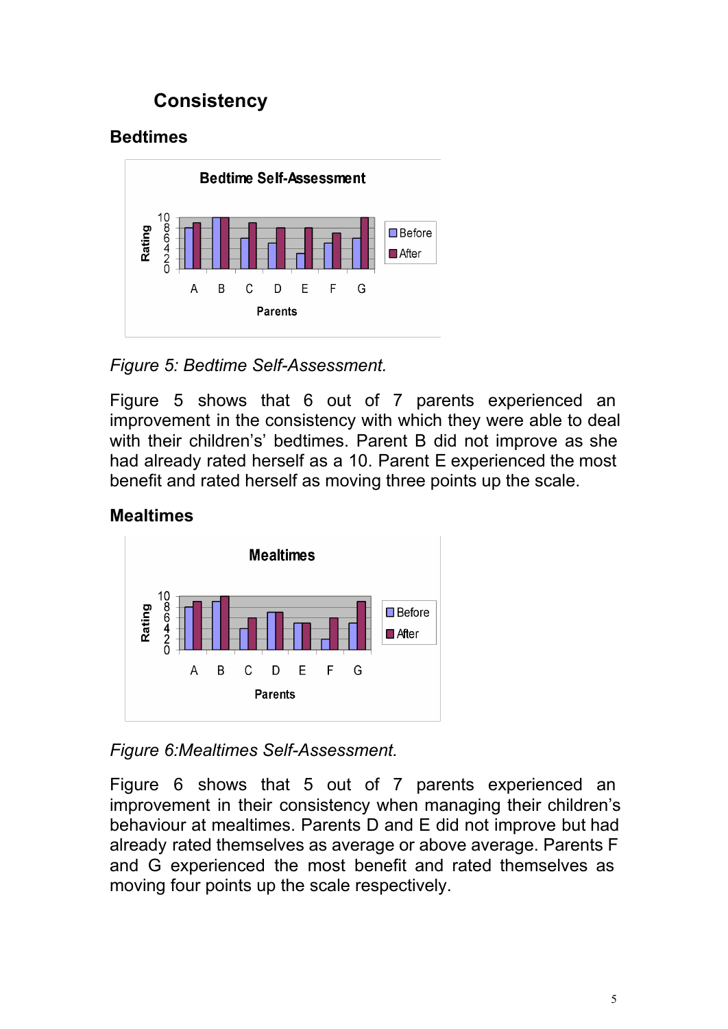# Consistency

## Bedtimes

Figure 5: Bedtime Self-Assessment.

*Figure 5: Bedtime Self-Assessment.*

Figure 5 shows that 6 out of 7 parents experienced an improvement in the consistency with which they were able to deal with their children's' bedtimes. Parent B did not improve as she had already rated herself as a 10. Parent E experienced the most benefit and rated herself as moving three points up the scale.

## Mealtimes

*Figure 6:Mealtimes Self-Assessment.*

Figure 6 shows that 5 out of 7 parents experienced an improvement in their consistency when managing their children's behaviour at mealtimes. Parents D and E did not improve but had already rated themselves as average or above average. Parents F and G experienced the most benefit and rated themselves as moving four points up the scale respectively.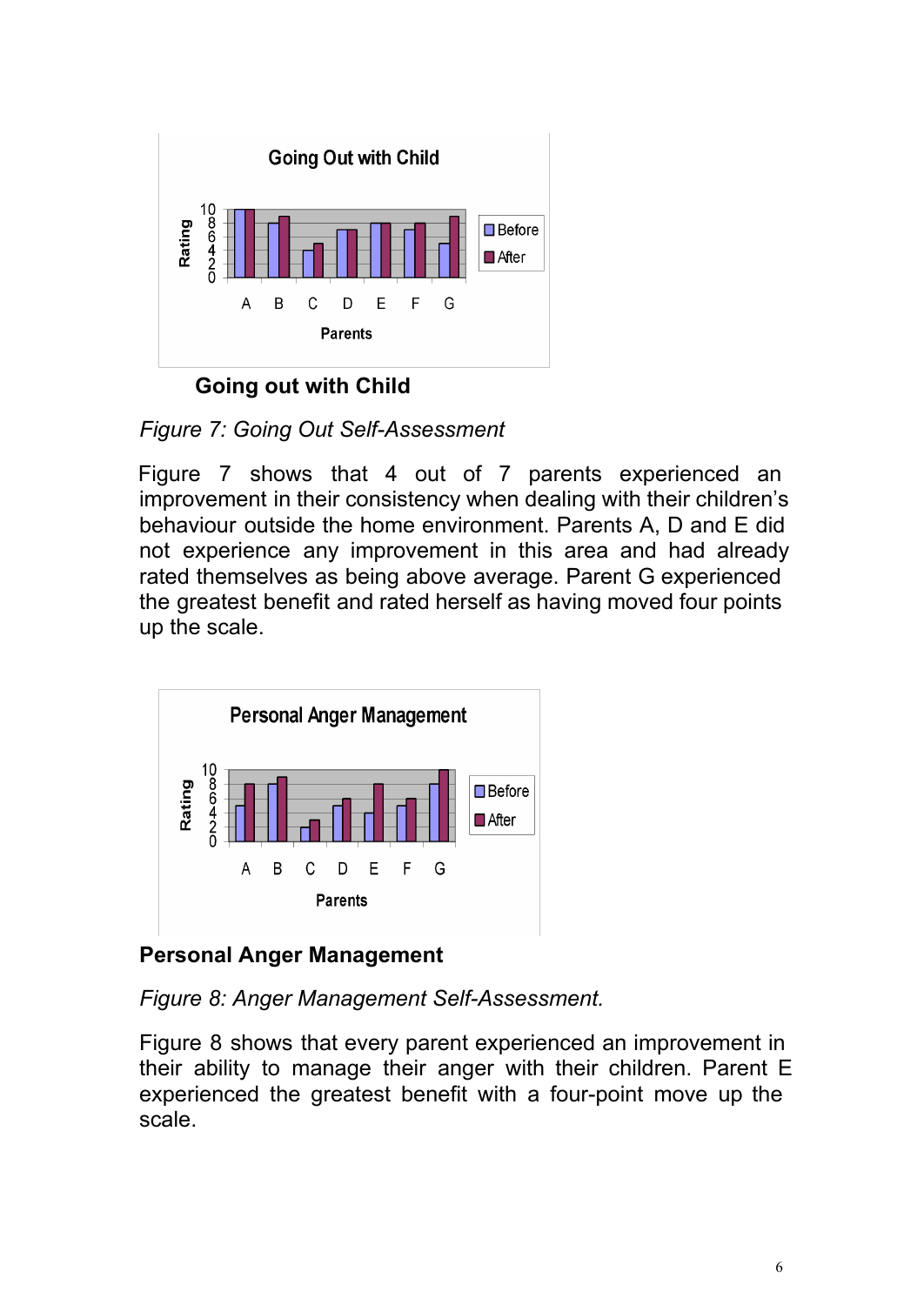**Going out with Child**

*Figure 7: Going Out Self-Assessment*

Figure 7 shows that 4 out of 7 parents experienced an improvement in their consistency when dealing with their children's behaviour outside the home environment. Parents A, D and E did not experience any improvement in this area and had already rated themselves as being above average. Parent G experienced the greatest benefit and rated herself as having moved four points up the scale.

**Personal Anger Management**

*Figure 8: Anger Management Self-Assessment.*

Figure 8 shows that every parent experienced an improvement in their ability to manage their anger with their children. Parent E experienced the greatest benefit with a four-point move up the scale.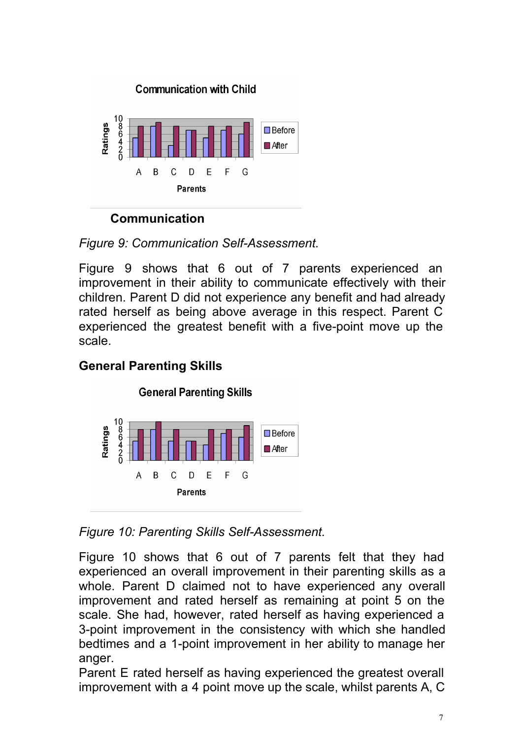**Communication**

*Figure 9: Communication Self-Assessment.*

Figure 9 shows that 6 out of 7 parents experienced an improvement in their ability to communicate effectively with their children. Parent D did not experience any benefit and had already rated herself as being above average in this respect. Parent C experienced the greatest benefit with a five-point move up the scale.

## General Parenting Skills

*Figure 10: Parenting Skills Self-Assessment.*

Figure 10 shows that 6 out of 7 parents felt that they had experienced an overall improvement in their parenting skills as a whole. Parent D claimed not to have experienced any overall improvement and rated herself as remaining at point 5 on the scale. She had, however, rated herself as having experienced a 3-point improvement in the consistency with which she handled bedtimes and a 1-point improvement in her ability to manage her anger.

Parent E rated herself as having experienced the greatest overall improvement with a 4 point move up the scale, whilst parents A, C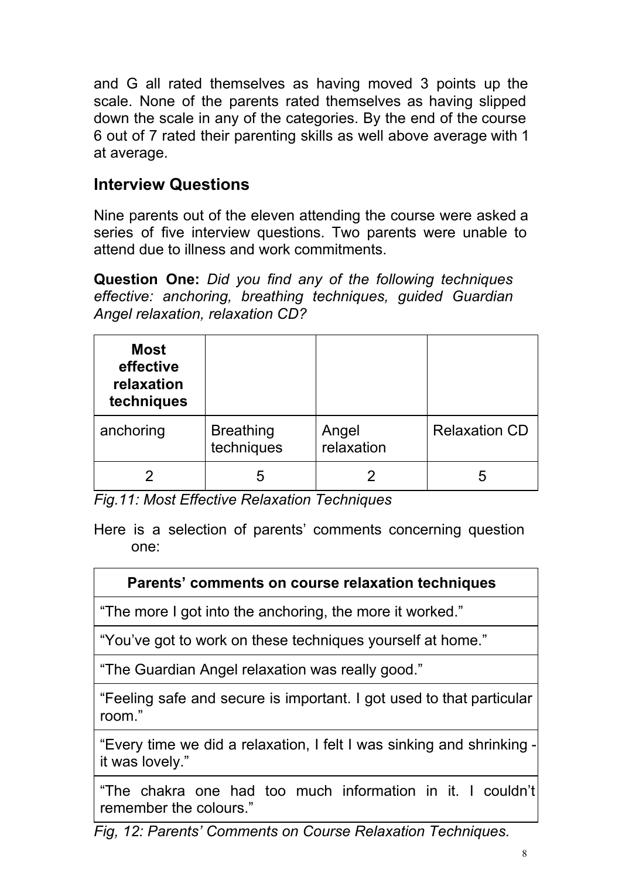and G all rated themselves as having moved 3 points up the scale. None of the parents rated themselves as having slipped down the scale in any of the categories. By the end of the course 6 out of 7 rated their parenting skills as well above average with 1 at average.

## Interview Questions

Nine parents out of the eleven attending the course were asked a series of five interview questions. Two parents were unable to attend due to illness and work commitments.

**Question One:** *Did you find any of the following techniques effective: anchoring, breathing techniques, guided Guardian Angel relaxation, relaxation CD?*

| **Most effective relaxation techniques** | | | |
|---|---|---|---|
| anchoring | Breathing techniques | Angel relaxation | Relaxation CD |
| 2 | 5 | 2 | 5 |

*Fig.11: Most Effective Relaxation Techniques*

Here is a selection of parents' comments concerning question one:

| **Parents' comments on course relaxation techniques** |
|---|
| "The more I got into the anchoring, the more it worked." |
| "You've got to work on these techniques yourself at home." |
| "The Guardian Angel relaxation was really good." |
| "Feeling safe and secure is important. I got used to that particular room." |
| "Every time we did a relaxation, I felt I was sinking and shrinking - it was lovely." |
| "The chakra one had too much information in it. I couldn't remember the colours." |

*Fig, 12: Parents' Comments on Course Relaxation Techniques.*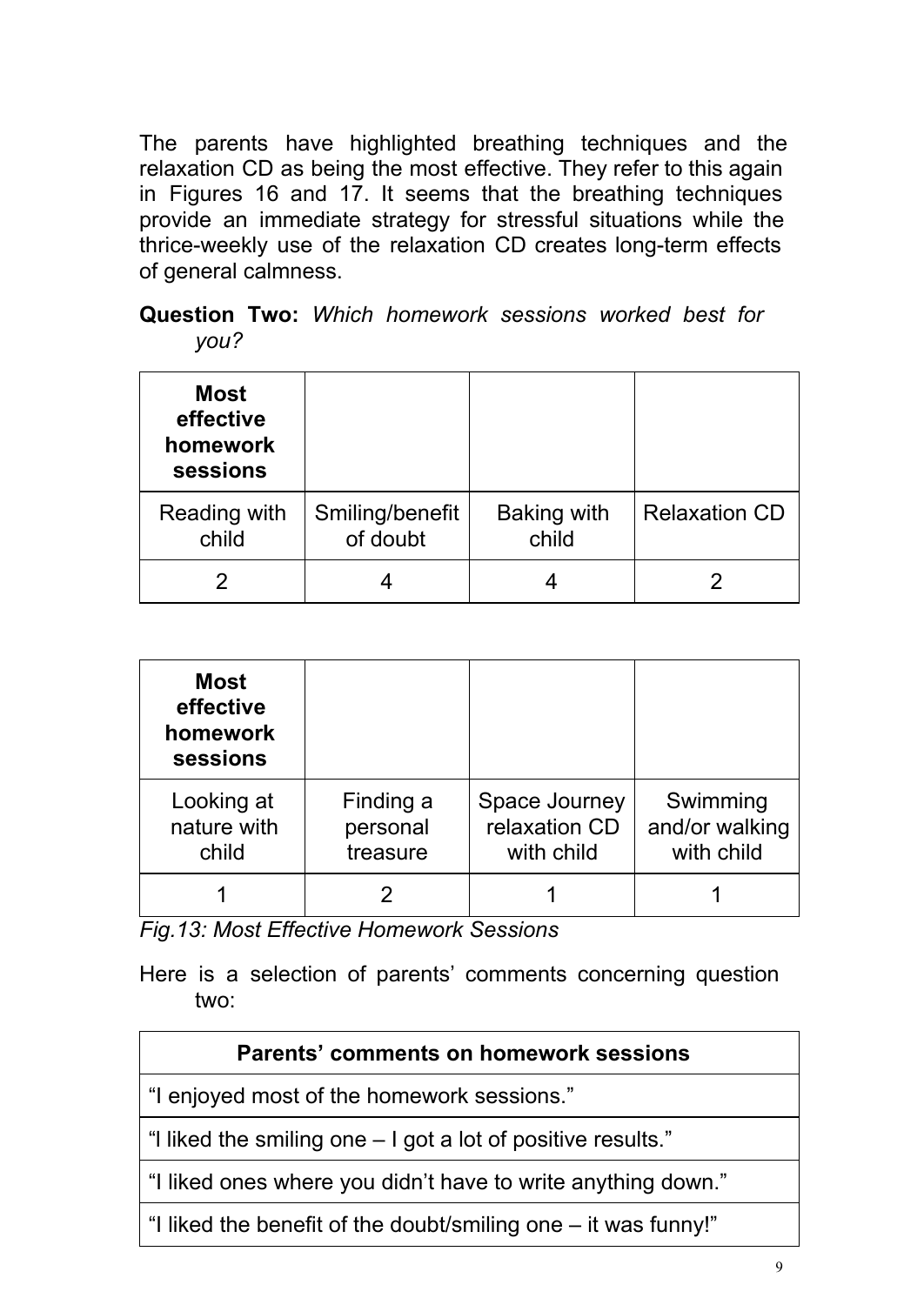The parents have highlighted breathing techniques and the relaxation CD as being the most effective. They refer to this again in Figures 16 and 17. It seems that the breathing techniques provide an immediate strategy for stressful situations while the thrice-weekly use of the relaxation CD creates long-term effects of general calmness.

**Question Two:** *Which homework sessions worked best for you?*

| **Most effective homework sessions** | | | |
|---|---|---|---|
| Reading with child | Smiling/benefit of doubt | Baking with child | Relaxation CD |
| 2 | 4 | 4 | 2 |

| **Most effective homework sessions** | | | |
|---|---|---|---|
| Looking at nature with child | Finding a personal treasure | Space Journey relaxation CD with child | Swimming and/or walking with child |
| 1 | 2 | 1 | 1 |

*Fig.13: Most Effective Homework Sessions*

Here is a selection of parents' comments concerning question two:

| Parents' comments on homework sessions |
|---|
| "I enjoyed most of the homework sessions." |
| "I liked the smiling one – I got a lot of positive results." |
| "I liked ones where you didn't have to write anything down." |
| "I liked the benefit of the doubt/smiling one – it was funny!" |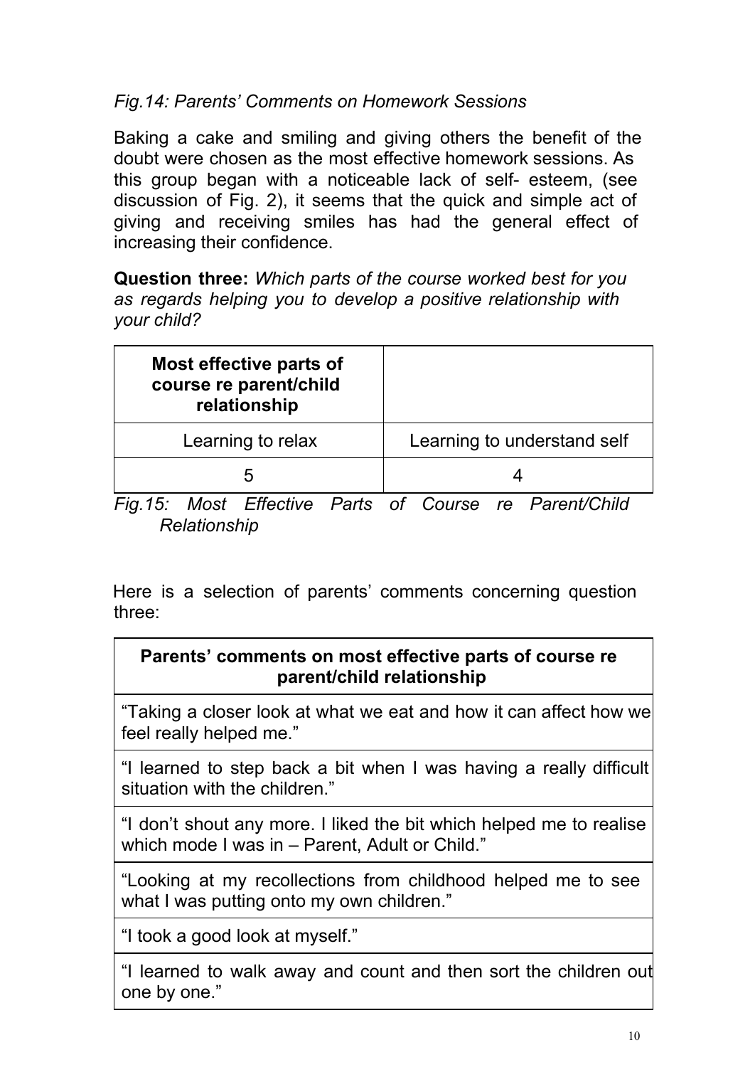*Fig.14: Parents' Comments on Homework Sessions*

Baking a cake and smiling and giving others the benefit of the doubt were chosen as the most effective homework sessions. As this group began with a noticeable lack of self- esteem, (see discussion of Fig. 2), it seems that the quick and simple act of giving and receiving smiles has had the general effect of increasing their confidence.

**Question three:** *Which parts of the course worked best for you as regards helping you to develop a positive relationship with your child?*

| **Most effective parts of course re parent/child relationship** | |
|---|---|
| Learning to relax | Learning to understand self |
| 5 | 4 |

*Fig.15: Most Effective Parts of Course re Parent/Child Relationship*

Here is a selection of parents' comments concerning question three:

| **Parents' comments on most effective parts of course re parent/child relationship** |
|---|
| "Taking a closer look at what we eat and how it can affect how we feel really helped me." |
| "I learned to step back a bit when I was having a really difficult situation with the children." |
| "I don't shout any more. I liked the bit which helped me to realise which mode I was in – Parent, Adult or Child." |
| "Looking at my recollections from childhood helped me to see what I was putting onto my own children." |
| "I took a good look at myself." |
| "I learned to walk away and count and then sort the children out one by one." |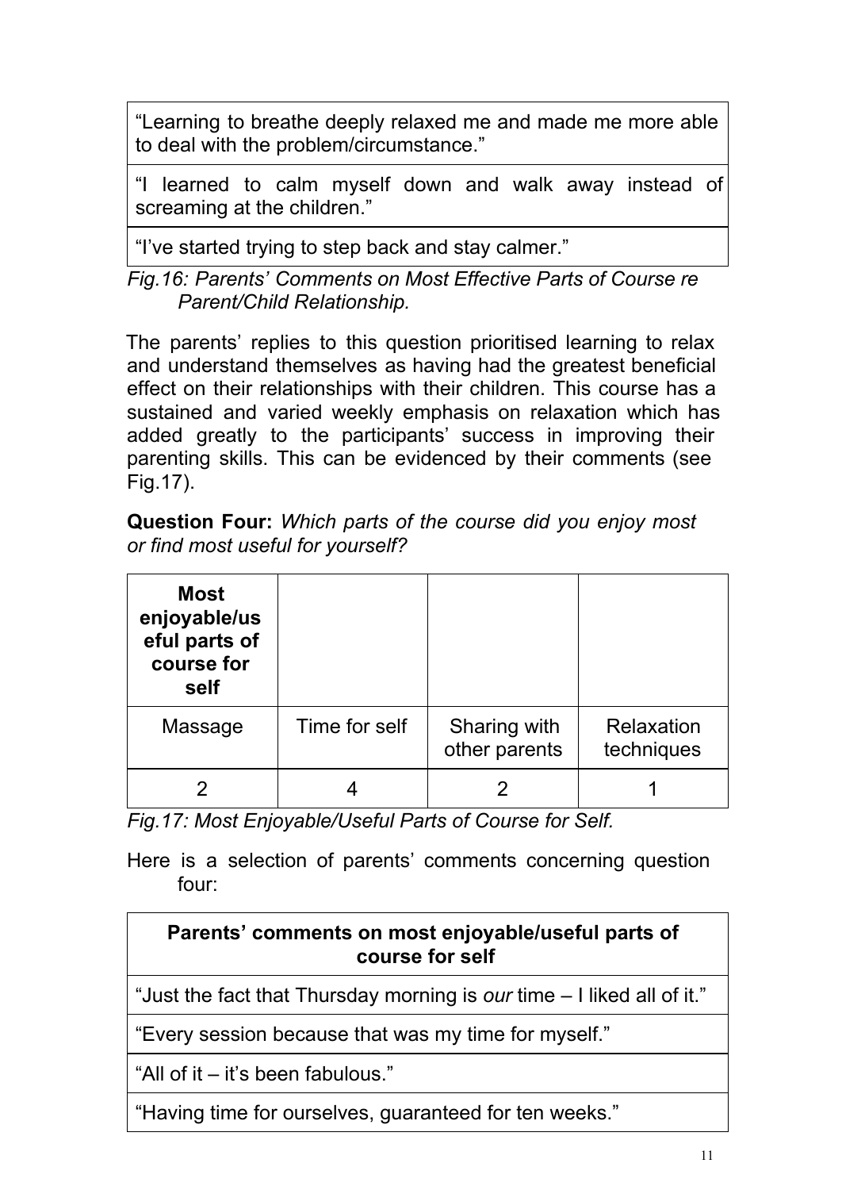| “Learning to breathe deeply relaxed me and made me more able to deal with the problem/circumstance.” |
|---|
| “I learned to calm myself down and walk away instead of screaming at the children.” |
| “I’ve started trying to step back and stay calmer.” |

*Fig.16: Parents’ Comments on Most Effective Parts of Course re Parent/Child Relationship.*

The parents’ replies to this question prioritised learning to relax and understand themselves as having had the greatest beneficial effect on their relationships with their children. This course has a sustained and varied weekly emphasis on relaxation which has added greatly to the participants’ success in improving their parenting skills. This can be evidenced by their comments (see Fig.17).

**Question Four:** *Which parts of the course did you enjoy most or find most useful for yourself?*

| **Most enjoyable/useful parts of course for self** | | | |
|---|---|---|---|
| Massage | Time for self | Sharing with other parents | Relaxation techniques |
| 2 | 4 | 2 | 1 |

*Fig.17: Most Enjoyable/Useful Parts of Course for Self.*

Here is a selection of parents’ comments concerning question four:

| **Parents’ comments on most enjoyable/useful parts of course for self** |
|---|
| “Just the fact that Thursday morning is *our* time – I liked all of it.” |
| “Every session because that was my time for myself.” |
| “All of it – it’s been fabulous.” |
| “Having time for ourselves, guaranteed for ten weeks.” |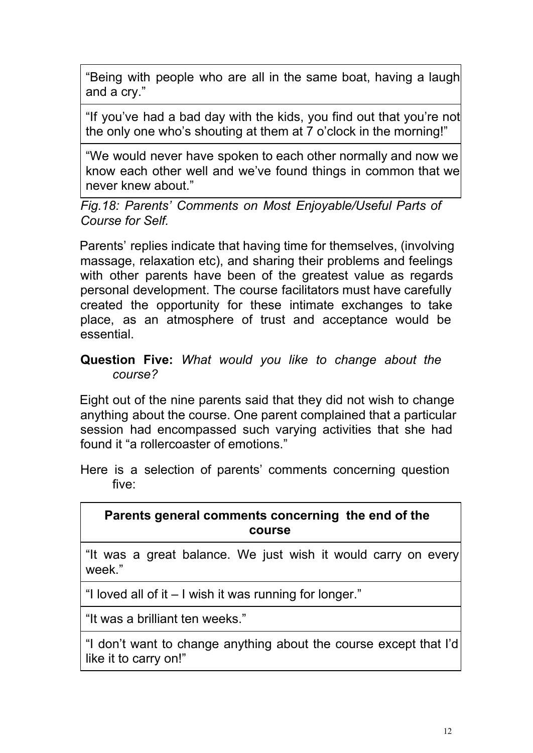| |
|---|
| "Being with people who are all in the same boat, having a laugh and a cry." |
| "If you've had a bad day with the kids, you find out that you're not the only one who's shouting at them at 7 o'clock in the morning!" |
| "We would never have spoken to each other normally and now we know each other well and we've found things in common that we never knew about." |

*Fig.18: Parents' Comments on Most Enjoyable/Useful Parts of Course for Self.*

Parents' replies indicate that having time for themselves, (involving massage, relaxation etc), and sharing their problems and feelings with other parents have been of the greatest value as regards personal development. The course facilitators must have carefully created the opportunity for these intimate exchanges to take place, as an atmosphere of trust and acceptance would be essential.

**Question Five:** *What would you like to change about the course?*

Eight out of the nine parents said that they did not wish to change anything about the course. One parent complained that a particular session had encompassed such varying activities that she had found it "a rollercoaster of emotions."

Here is a selection of parents' comments concerning question five:

| **Parents general comments concerning the end of the course** |
|---|
| "It was a great balance. We just wish it would carry on every week." |
| "I loved all of it – I wish it was running for longer." |
| "It was a brilliant ten weeks." |
| "I don't want to change anything about the course except that I'd like it to carry on!" |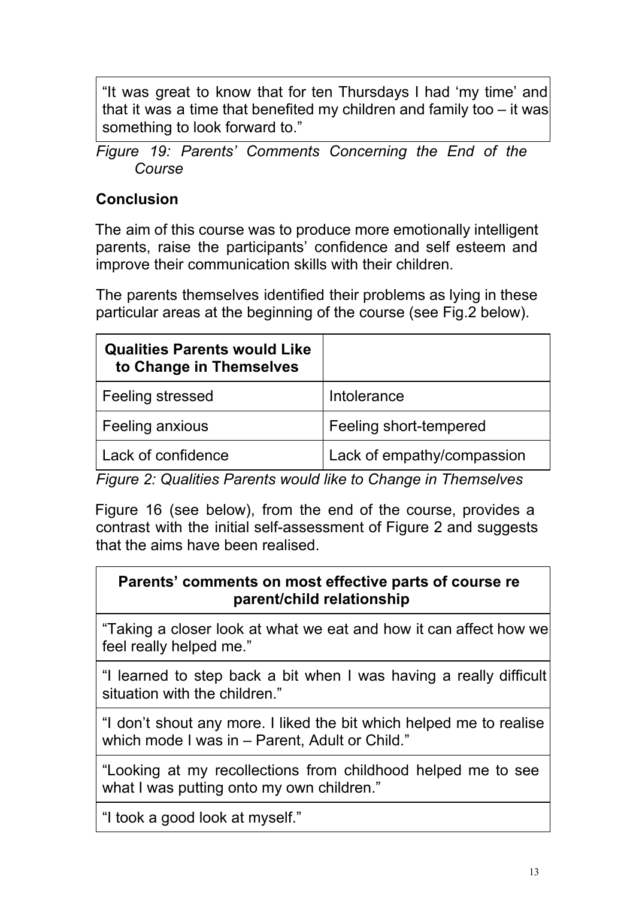| "It was great to know that for ten Thursdays I had 'my time' and that it was a time that benefited my children and family too – it was something to look forward to." |
| --- |

*Figure 19: Parents' Comments Concerning the End of the Course*

## Conclusion

The aim of this course was to produce more emotionally intelligent parents, raise the participants' confidence and self esteem and improve their communication skills with their children.

The parents themselves identified their problems as lying in these particular areas at the beginning of the course (see Fig.2 below).

| Qualities Parents would Like to Change in Themselves | |
| --- | --- |
| Feeling stressed | Intolerance |
| Feeling anxious | Feeling short-tempered |
| Lack of confidence | Lack of empathy/compassion |

*Figure 2: Qualities Parents would like to Change in Themselves*

Figure 16 (see below), from the end of the course, provides a contrast with the initial self-assessment of Figure 2 and suggests that the aims have been realised.

| Parents' comments on most effective parts of course re parent/child relationship |
| --- |
| "Taking a closer look at what we eat and how it can affect how we feel really helped me." |
| "I learned to step back a bit when I was having a really difficult situation with the children." |
| "I don't shout any more. I liked the bit which helped me to realise which mode I was in – Parent, Adult or Child." |
| "Looking at my recollections from childhood helped me to see what I was putting onto my own children." |
| "I took a good look at myself." |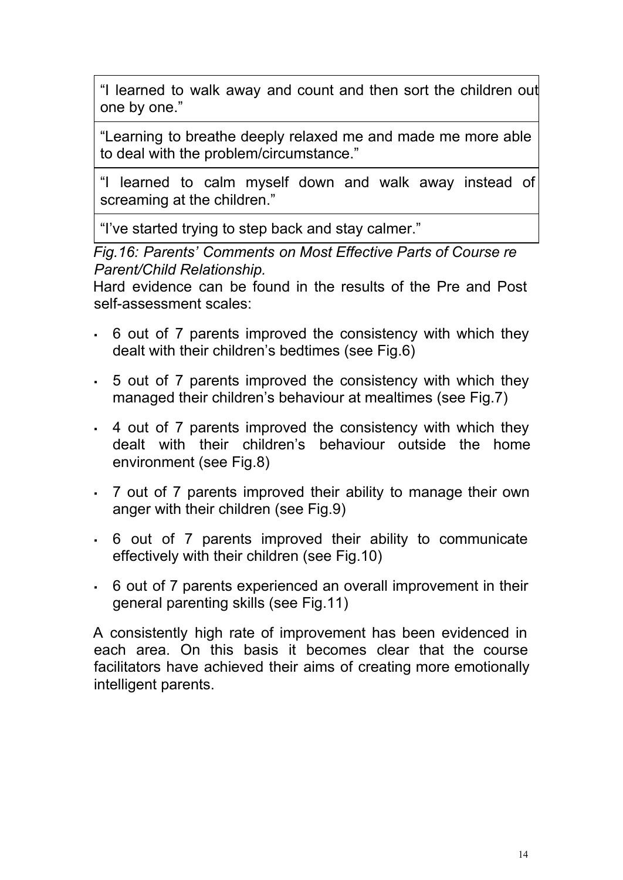| |
|---|
| "I learned to walk away and count and then sort the children out one by one." |
| "Learning to breathe deeply relaxed me and made me more able to deal with the problem/circumstance." |
| "I learned to calm myself down and walk away instead of screaming at the children." |
| "I've started trying to step back and stay calmer." |

*Fig.16: Parents' Comments on Most Effective Parts of Course re Parent/Child Relationship.*

Hard evidence can be found in the results of the Pre and Post self-assessment scales:

- 6 out of 7 parents improved the consistency with which they dealt with their children's bedtimes (see Fig.6)
- 5 out of 7 parents improved the consistency with which they managed their children's behaviour at mealtimes (see Fig.7)
- 4 out of 7 parents improved the consistency with which they dealt with their children's behaviour outside the home environment (see Fig.8)
- 7 out of 7 parents improved their ability to manage their own anger with their children (see Fig.9)
- 6 out of 7 parents improved their ability to communicate effectively with their children (see Fig.10)
- 6 out of 7 parents experienced an overall improvement in their general parenting skills (see Fig.11)

A consistently high rate of improvement has been evidenced in each area. On this basis it becomes clear that the course facilitators have achieved their aims of creating more emotionally intelligent parents.